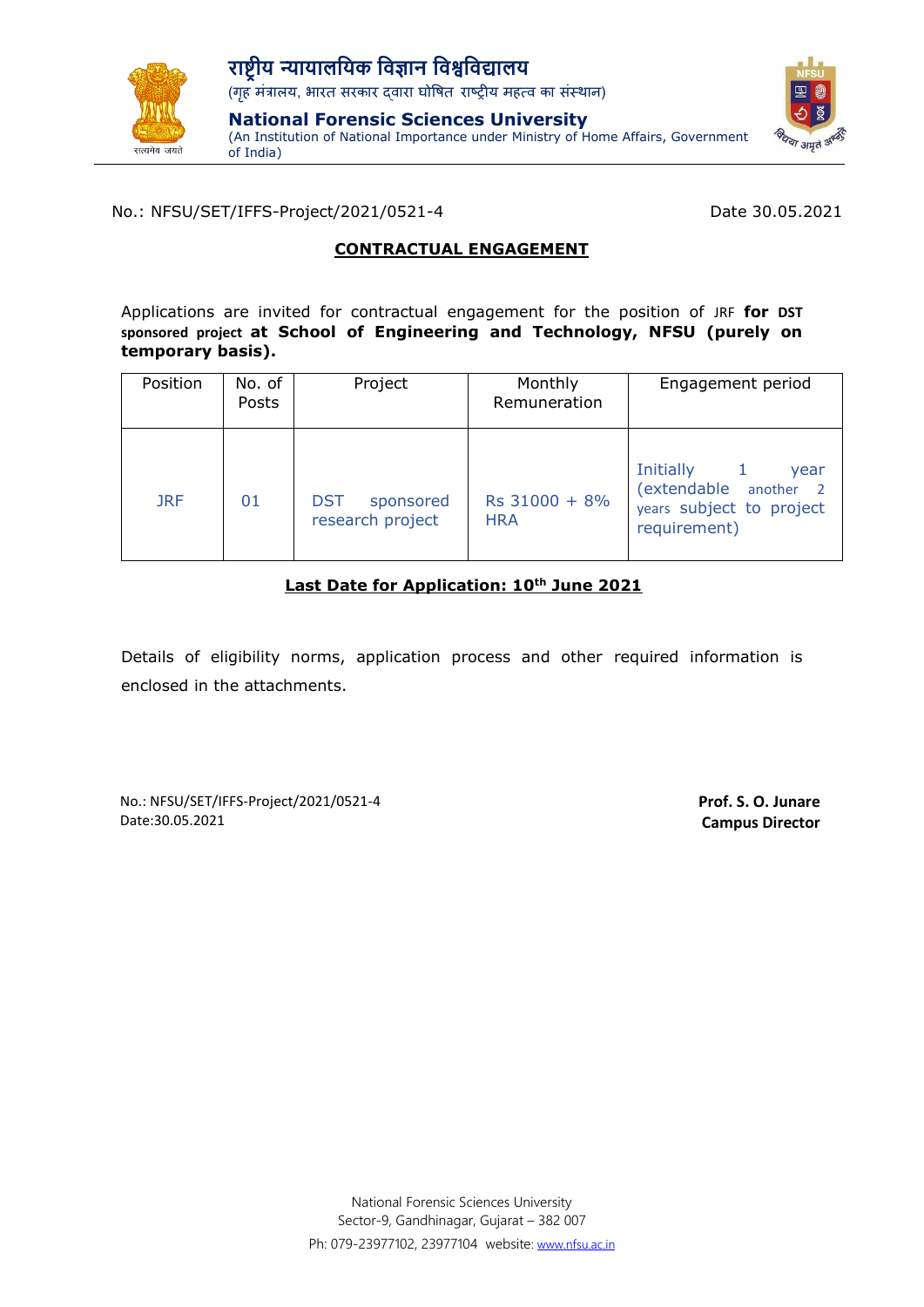# राष्ट्रीय न्यायालयिक विज्ञान विश्वविद्यालय

(गृह मंत्रालय, भारत सरकार द्वारा घोषित राष्ट्रीय महत्व का संस्थान)

## National Forensic Sciences University

(An Institution of National Importance under Ministry of Home Affairs, Government of India)

No.: NFSU/SET/IFFS-Project/2021/0521-4 Date 30.05.2021

**CONTRACTUAL ENGAGEMENT**

Applications are invited for contractual engagement for the position of JRF **for DST sponsored project at School of Engineering and Technology, NFSU (purely on temporary basis).**

| Position | No. of Posts | Project | Monthly Remuneration | Engagement period |
|---|---|---|---|---|
| JRF | 01 | DST sponsored research project | Rs 31000 + 8% HRA | Initially 1 year (extendable another 2 years subject to project requirement) |

**Last Date for Application: 10th June 2021**

Details of eligibility norms, application process and other required information is enclosed in the attachments.

No.: NFSU/SET/IFFS-Project/2021/0521-4
Date:30.05.2021

**Prof. S. O. Junare**
**Campus Director**

National Forensic Sciences University
Sector-9, Gandhinagar, Gujarat – 382 007
Ph: 079-23977102, 23977104 website: www.nfsu.ac.in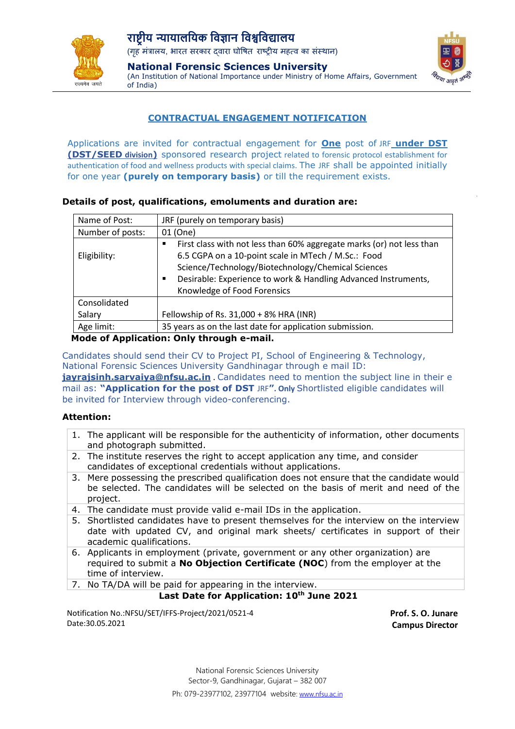राष्ट्रीय न्यायालयिक विज्ञान विश्वविद्यालय

(गृह मंत्रालय, भारत सरकार द्वारा घोषित राष्ट्रीय महत्व का संस्थान)

**National Forensic Sciences University**

(An Institution of National Importance under Ministry of Home Affairs, Government of India)

## CONTRACTUAL ENGAGEMENT NOTIFICATION

Applications are invited for contractual engagement for **One** post of JRF **under DST (DST/SEED division)** sponsored research project related to forensic protocol establishment for authentication of food and wellness products with special claims. The JRF shall be appointed initially for one year **(purely on temporary basis)** or till the requirement exists.

**Details of post, qualifications, emoluments and duration are:**

| | |
|---|---|
| Name of Post: | JRF (purely on temporary basis) |
| Number of posts: | 01 (One) |
| Eligibility: | ▪ First class with not less than 60% aggregate marks (or) not less than 6.5 CGPA on a 10-point scale in MTech / M.Sc.: Food Science/Technology/Biotechnology/Chemical Sciences<br>▪ Desirable: Experience to work & Handling Advanced Instruments, Knowledge of Food Forensics |
| Consolidated Salary | Fellowship of Rs. 31,000 + 8% HRA (INR) |
| Age limit: | 35 years as on the last date for application submission. |

**Mode of Application: Only through e-mail.**

Candidates should send their CV to Project PI, School of Engineering & Technology, National Forensic Sciences University Gandhinagar through e mail ID: **jayrajsinh.sarvaiya@nfsu.ac.in** . Candidates need to mention the subject line in their e mail as: **"Application for the post of DST JRF". Only** Shortlisted eligible candidates will be invited for Interview through video-conferencing.

**Attention:**

1. The applicant will be responsible for the authenticity of information, other documents and photograph submitted.
2. The institute reserves the right to accept application any time, and consider candidates of exceptional credentials without applications.
3. Mere possessing the prescribed qualification does not ensure that the candidate would be selected. The candidates will be selected on the basis of merit and need of the project.
4. The candidate must provide valid e-mail IDs in the application.
5. Shortlisted candidates have to present themselves for the interview on the interview date with updated CV, and original mark sheets/ certificates in support of their academic qualifications.
6. Applicants in employment (private, government or any other organization) are required to submit a **No Objection Certificate (NOC)** from the employer at the time of interview.
7. No TA/DA will be paid for appearing in the interview.

**Last Date for Application: 10th June 2021**

Notification No.:NFSU/SET/IFFS-Project/2021/0521-4
Date:30.05.2021

**Prof. S. O. Junare**
**Campus Director**

National Forensic Sciences University
Sector-9, Gandhinagar, Gujarat – 382 007
Ph: 079-23977102, 23977104 website: www.nfsu.ac.in